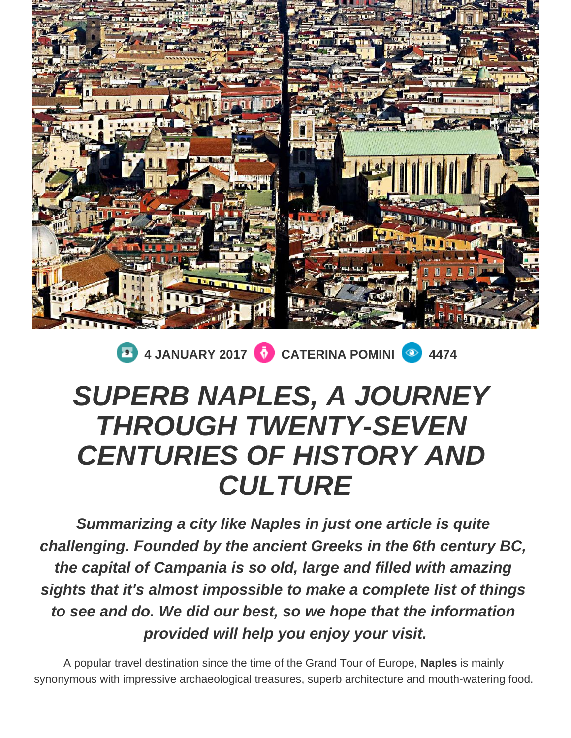4 JANUARY 2017 CATERINA POMINI 4474

# *SUPERB NAPLES, A JOURNEY THROUGH TWENTY-SEVEN CENTURIES OF HISTORY AND CULTURE*

***Summarizing a city like Naples in just one article is quite challenging. Founded by the ancient Greeks in the 6th century BC, the capital of Campania is so old, large and filled with amazing sights that it's almost impossible to make a complete list of things to see and do. We did our best, so we hope that the information provided will help you enjoy your visit.***

A popular travel destination since the time of the Grand Tour of Europe, **Naples** is mainly synonymous with impressive archaeological treasures, superb architecture and mouth-watering food.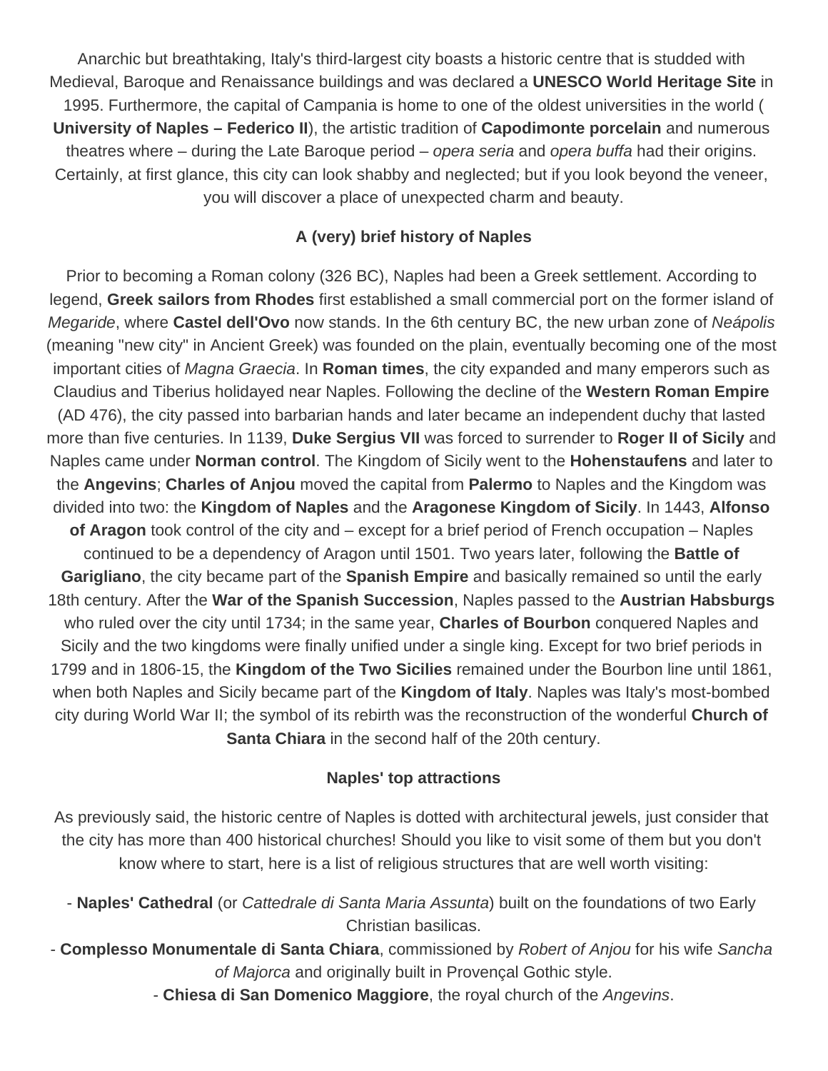Anarchic but breathtaking, Italy's third-largest city boasts a historic centre that is studded with Medieval, Baroque and Renaissance buildings and was declared a **UNESCO World Heritage Site** in 1995. Furthermore, the capital of Campania is home to one of the oldest universities in the world ( **University of Naples – Federico II**), the artistic tradition of **Capodimonte porcelain** and numerous theatres where – during the Late Baroque period – *opera seria* and *opera buffa* had their origins. Certainly, at first glance, this city can look shabby and neglected; but if you look beyond the veneer, you will discover a place of unexpected charm and beauty.

**A (very) brief history of Naples**

Prior to becoming a Roman colony (326 BC), Naples had been a Greek settlement. According to legend, **Greek sailors from Rhodes** first established a small commercial port on the former island of *Megaride*, where **Castel dell'Ovo** now stands. In the 6th century BC, the new urban zone of *Neápolis* (meaning "new city" in Ancient Greek) was founded on the plain, eventually becoming one of the most important cities of *Magna Graecia*. In **Roman times**, the city expanded and many emperors such as Claudius and Tiberius holidayed near Naples. Following the decline of the **Western Roman Empire** (AD 476), the city passed into barbarian hands and later became an independent duchy that lasted more than five centuries. In 1139, **Duke Sergius VII** was forced to surrender to **Roger II of Sicily** and Naples came under **Norman control**. The Kingdom of Sicily went to the **Hohenstaufens** and later to the **Angevins**; **Charles of Anjou** moved the capital from **Palermo** to Naples and the Kingdom was divided into two: the **Kingdom of Naples** and the **Aragonese Kingdom of Sicily**. In 1443, **Alfonso of Aragon** took control of the city and – except for a brief period of French occupation – Naples continued to be a dependency of Aragon until 1501. Two years later, following the **Battle of Garigliano**, the city became part of the **Spanish Empire** and basically remained so until the early 18th century. After the **War of the Spanish Succession**, Naples passed to the **Austrian Habsburgs** who ruled over the city until 1734; in the same year, **Charles of Bourbon** conquered Naples and Sicily and the two kingdoms were finally unified under a single king. Except for two brief periods in 1799 and in 1806-15, the **Kingdom of the Two Sicilies** remained under the Bourbon line until 1861, when both Naples and Sicily became part of the **Kingdom of Italy**. Naples was Italy's most-bombed city during World War II; the symbol of its rebirth was the reconstruction of the wonderful **Church of Santa Chiara** in the second half of the 20th century.

**Naples' top attractions**

As previously said, the historic centre of Naples is dotted with architectural jewels, just consider that the city has more than 400 historical churches! Should you like to visit some of them but you don't know where to start, here is a list of religious structures that are well worth visiting:

- **Naples' Cathedral** (or *Cattedrale di Santa Maria Assunta*) built on the foundations of two Early Christian basilicas.
- **Complesso Monumentale di Santa Chiara**, commissioned by *Robert of Anjou* for his wife *Sancha of Majorca* and originally built in Provençal Gothic style.
- **Chiesa di San Domenico Maggiore**, the royal church of the *Angevins*.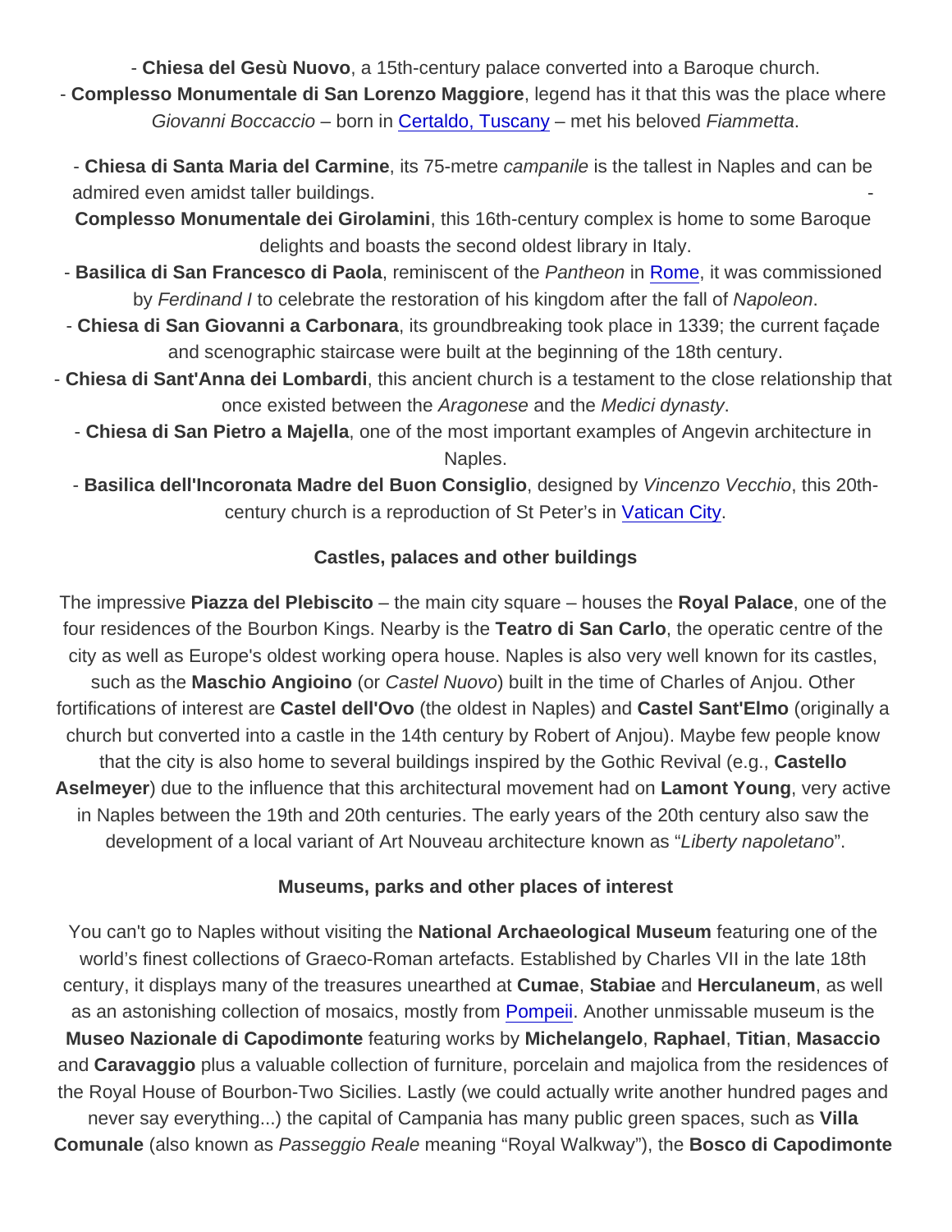- **Chiesa del Gesù Nuovo**, a 15th-century palace converted into a Baroque church.
- **Complesso Monumentale di San Lorenzo Maggiore**, legend has it that this was the place where *Giovanni Boccaccio* – born in Certaldo, Tuscany – met his beloved *Fiammetta*.

- **Chiesa di Santa Maria del Carmine**, its 75-metre *campanile* is the tallest in Naples and can be admired even amidst taller buildings.
- **Complesso Monumentale dei Girolamini**, this 16th-century complex is home to some Baroque delights and boasts the second oldest library in Italy.
- **Basilica di San Francesco di Paola**, reminiscent of the *Pantheon* in Rome, it was commissioned by *Ferdinand I* to celebrate the restoration of his kingdom after the fall of *Napoleon*.
- **Chiesa di San Giovanni a Carbonara**, its groundbreaking took place in 1339; the current façade and scenographic staircase were built at the beginning of the 18th century.
- **Chiesa di Sant'Anna dei Lombardi**, this ancient church is a testament to the close relationship that once existed between the *Aragonese* and the *Medici dynasty*.
- **Chiesa di San Pietro a Majella**, one of the most important examples of Angevin architecture in Naples.
- **Basilica dell'Incoronata Madre del Buon Consiglio**, designed by *Vincenzo Vecchio*, this 20th-century church is a reproduction of St Peter's in Vatican City.

**Castles, palaces and other buildings**

The impressive **Piazza del Plebiscito** – the main city square – houses the **Royal Palace**, one of the four residences of the Bourbon Kings. Nearby is the **Teatro di San Carlo**, the operatic centre of the city as well as Europe's oldest working opera house. Naples is also very well known for its castles, such as the **Maschio Angioino** (or *Castel Nuovo*) built in the time of Charles of Anjou. Other fortifications of interest are **Castel dell'Ovo** (the oldest in Naples) and **Castel Sant'Elmo** (originally a church but converted into a castle in the 14th century by Robert of Anjou). Maybe few people know that the city is also home to several buildings inspired by the Gothic Revival (e.g., **Castello Aselmeyer**) due to the influence that this architectural movement had on **Lamont Young**, very active in Naples between the 19th and 20th centuries. The early years of the 20th century also saw the development of a local variant of Art Nouveau architecture known as "*Liberty napoletano*".

**Museums, parks and other places of interest**

You can't go to Naples without visiting the **National Archaeological Museum** featuring one of the world's finest collections of Graeco-Roman artefacts. Established by Charles VII in the late 18th century, it displays many of the treasures unearthed at **Cumae**, **Stabiae** and **Herculaneum**, as well as an astonishing collection of mosaics, mostly from Pompeii. Another unmissable museum is the **Museo Nazionale di Capodimonte** featuring works by **Michelangelo**, **Raphael**, **Titian**, **Masaccio** and **Caravaggio** plus a valuable collection of furniture, porcelain and majolica from the residences of the Royal House of Bourbon-Two Sicilies. Lastly (we could actually write another hundred pages and never say everything...) the capital of Campania has many public green spaces, such as **Villa Comunale** (also known as *Passeggio Reale* meaning "Royal Walkway"), the **Bosco di Capodimonte**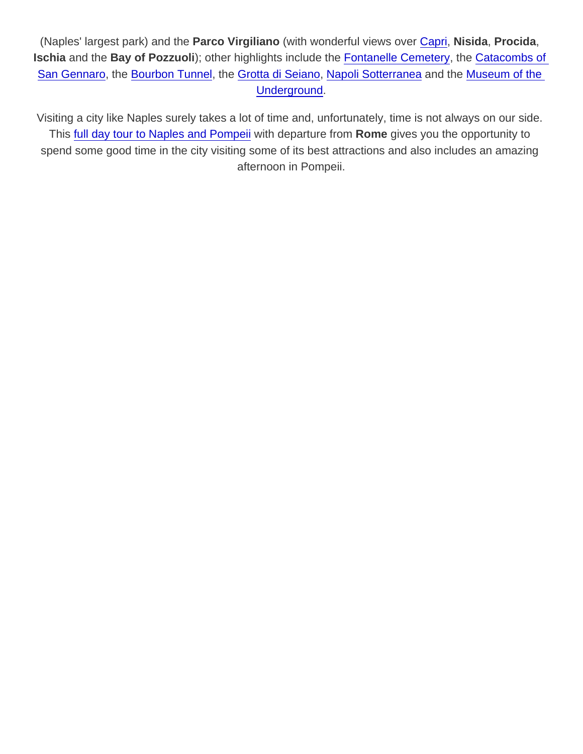(Naples' largest park) and the **Parco Virgiliano** (with wonderful views over Capri, **Nisida**, **Procida**, **Ischia** and the **Bay of Pozzuoli**); other highlights include the Fontanelle Cemetery, the Catacombs of San Gennaro, the Bourbon Tunnel, the Grotta di Seiano, Napoli Sotterranea and the Museum of the Underground.

Visiting a city like Naples surely takes a lot of time and, unfortunately, time is not always on our side. This full day tour to Naples and Pompeii with departure from **Rome** gives you the opportunity to spend some good time in the city visiting some of its best attractions and also includes an amazing afternoon in Pompeii.